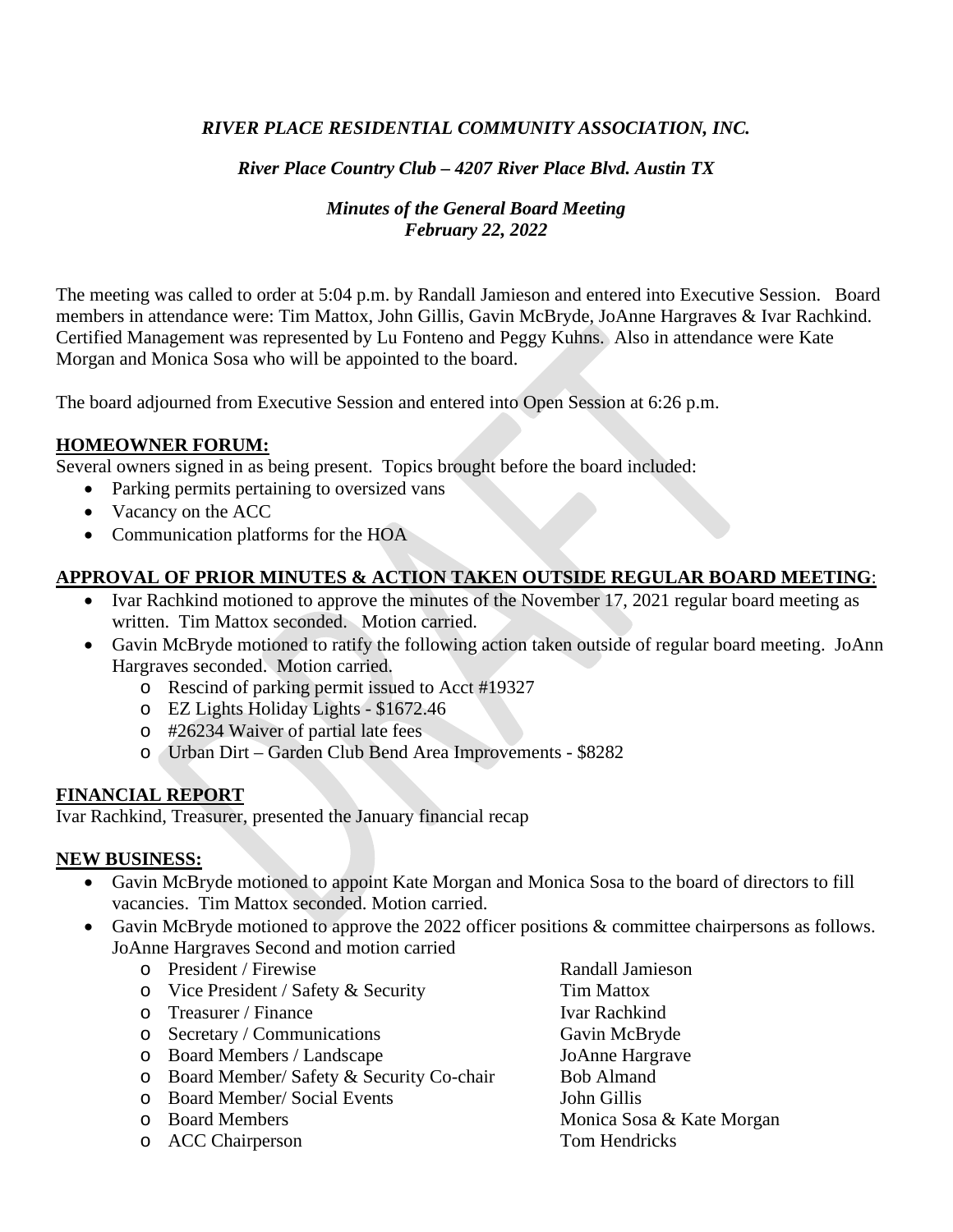*RIVER PLACE RESIDENTIAL COMMUNITY ASSOCIATION, INC.*

*River Place Country Club – 4207 River Place Blvd. Austin TX*

*Minutes of the General Board Meeting*
*February 22, 2022*

The meeting was called to order at 5:04 p.m. by Randall Jamieson and entered into Executive Session. Board members in attendance were: Tim Mattox, John Gillis, Gavin McBryde, JoAnne Hargraves & Ivar Rachkind. Certified Management was represented by Lu Fonteno and Peggy Kuhns. Also in attendance were Kate Morgan and Monica Sosa who will be appointed to the board.

The board adjourned from Executive Session and entered into Open Session at 6:26 p.m.

**HOMEOWNER FORUM:**

Several owners signed in as being present. Topics brought before the board included:

- Parking permits pertaining to oversized vans
- Vacancy on the ACC
- Communication platforms for the HOA

**APPROVAL OF PRIOR MINUTES & ACTION TAKEN OUTSIDE REGULAR BOARD MEETING**:

- Ivar Rachkind motioned to approve the minutes of the November 17, 2021 regular board meeting as written. Tim Mattox seconded. Motion carried.
- Gavin McBryde motioned to ratify the following action taken outside of regular board meeting. JoAnn Hargraves seconded. Motion carried.
  - Rescind of parking permit issued to Acct #19327
  - EZ Lights Holiday Lights - $1672.46
  - #26234 Waiver of partial late fees
  - Urban Dirt – Garden Club Bend Area Improvements - $8282

**FINANCIAL REPORT**

Ivar Rachkind, Treasurer, presented the January financial recap

**NEW BUSINESS:**

- Gavin McBryde motioned to appoint Kate Morgan and Monica Sosa to the board of directors to fill vacancies. Tim Mattox seconded. Motion carried.
- Gavin McBryde motioned to approve the 2022 officer positions & committee chairpersons as follows. JoAnne Hargraves Second and motion carried
  - President / Firewise — Randall Jamieson
  - Vice President / Safety & Security — Tim Mattox
  - Treasurer / Finance — Ivar Rachkind
  - Secretary / Communications — Gavin McBryde
  - Board Members / Landscape — JoAnne Hargrave
  - Board Member/ Safety & Security Co-chair — Bob Almand
  - Board Member/ Social Events — John Gillis
  - Board Members — Monica Sosa & Kate Morgan
  - ACC Chairperson — Tom Hendricks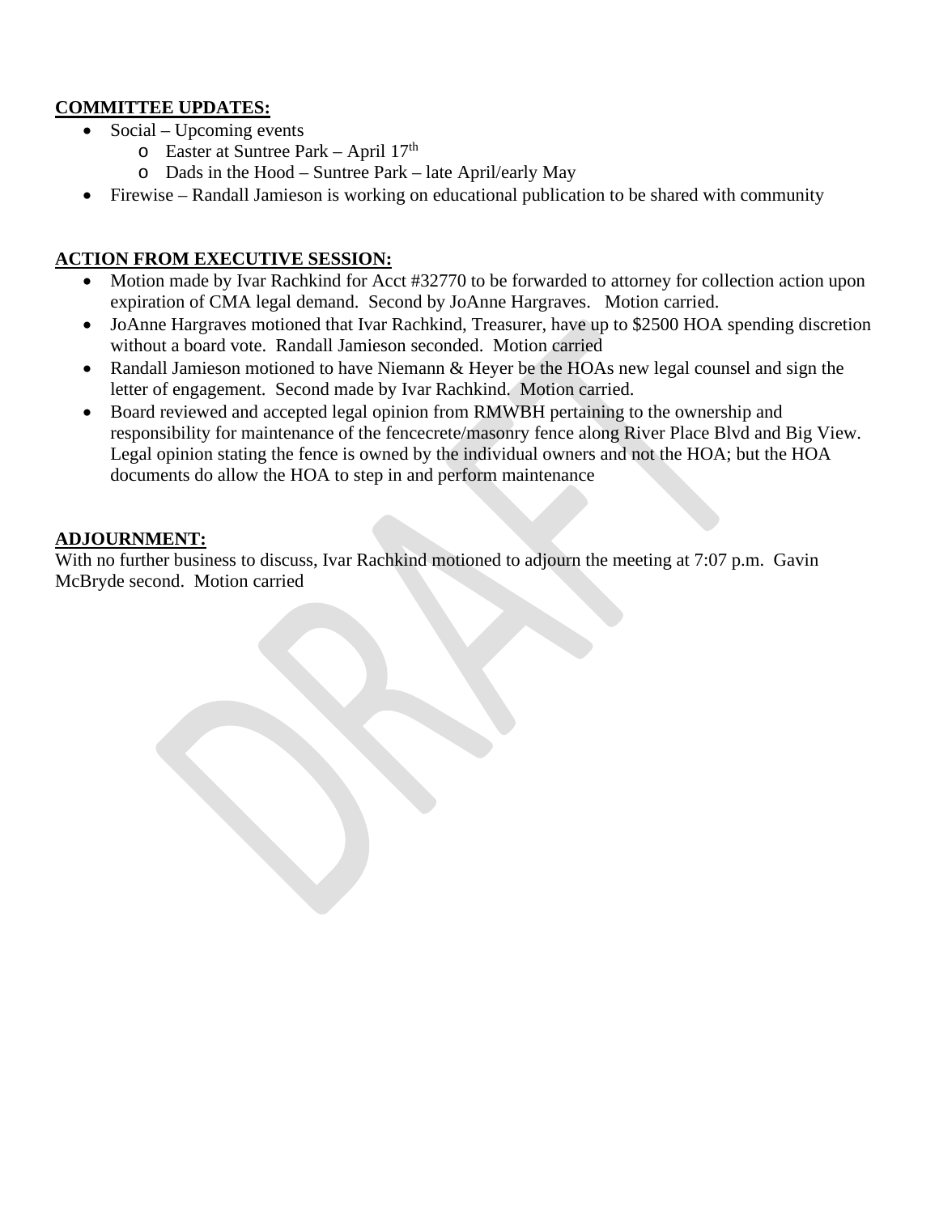**COMMITTEE UPDATES:**

- Social – Upcoming events
  - Easter at Suntree Park – April 17th
  - Dads in the Hood – Suntree Park – late April/early May
- Firewise – Randall Jamieson is working on educational publication to be shared with community

**ACTION FROM EXECUTIVE SESSION:**

- Motion made by Ivar Rachkind for Acct #32770 to be forwarded to attorney for collection action upon expiration of CMA legal demand. Second by JoAnne Hargraves. Motion carried.
- JoAnne Hargraves motioned that Ivar Rachkind, Treasurer, have up to $2500 HOA spending discretion without a board vote. Randall Jamieson seconded. Motion carried
- Randall Jamieson motioned to have Niemann & Heyer be the HOAs new legal counsel and sign the letter of engagement. Second made by Ivar Rachkind. Motion carried.
- Board reviewed and accepted legal opinion from RMWBH pertaining to the ownership and responsibility for maintenance of the fencecrete/masonry fence along River Place Blvd and Big View. Legal opinion stating the fence is owned by the individual owners and not the HOA; but the HOA documents do allow the HOA to step in and perform maintenance

**ADJOURNMENT:**

With no further business to discuss, Ivar Rachkind motioned to adjourn the meeting at 7:07 p.m. Gavin McBryde second. Motion carried